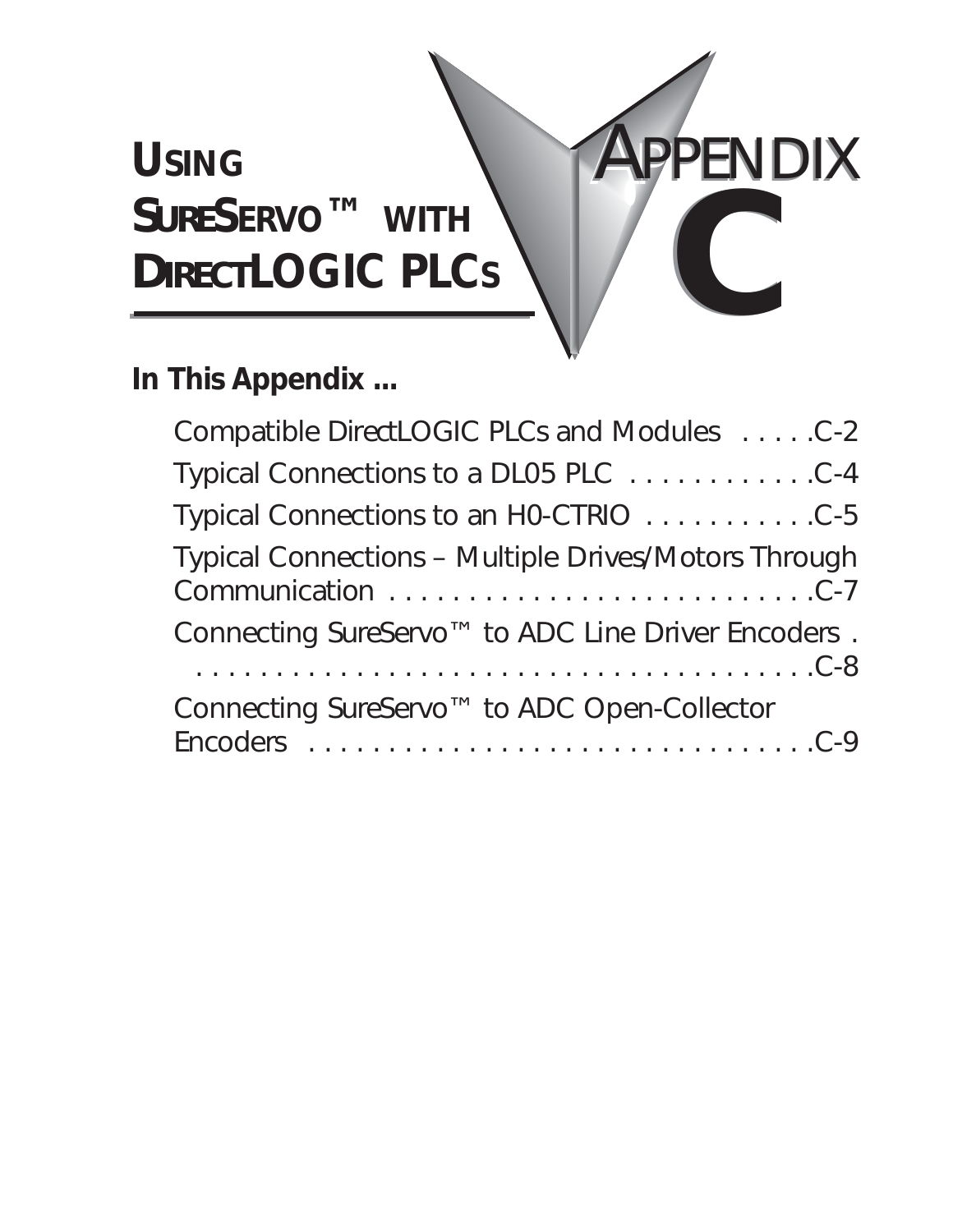# Appendix C

# Using SureServo™ with DirectLOGIC PLCs

**In This Appendix ...**

- Compatible DirectLOGIC PLCs and Modules . . . . .C-2
- Typical Connections to a DL05 PLC . . . . . . . . . . . . .C-4
- Typical Connections to an H0-CTRIO . . . . . . . . . . .C-5
- Typical Connections – Multiple Drives/Motors Through Communication . . . . . . . . . . . . . . . . . . . . . . . . . . . .C-7
- Connecting SureServo™ to ADC Line Driver Encoders . . . . . . . . . . . . . . . . . . . . . . . . . . . . . . . . . . . . . . . .C-8
- Connecting SureServo™ to ADC Open-Collector Encoders . . . . . . . . . . . . . . . . . . . . . . . . . . . . . . . . .C-9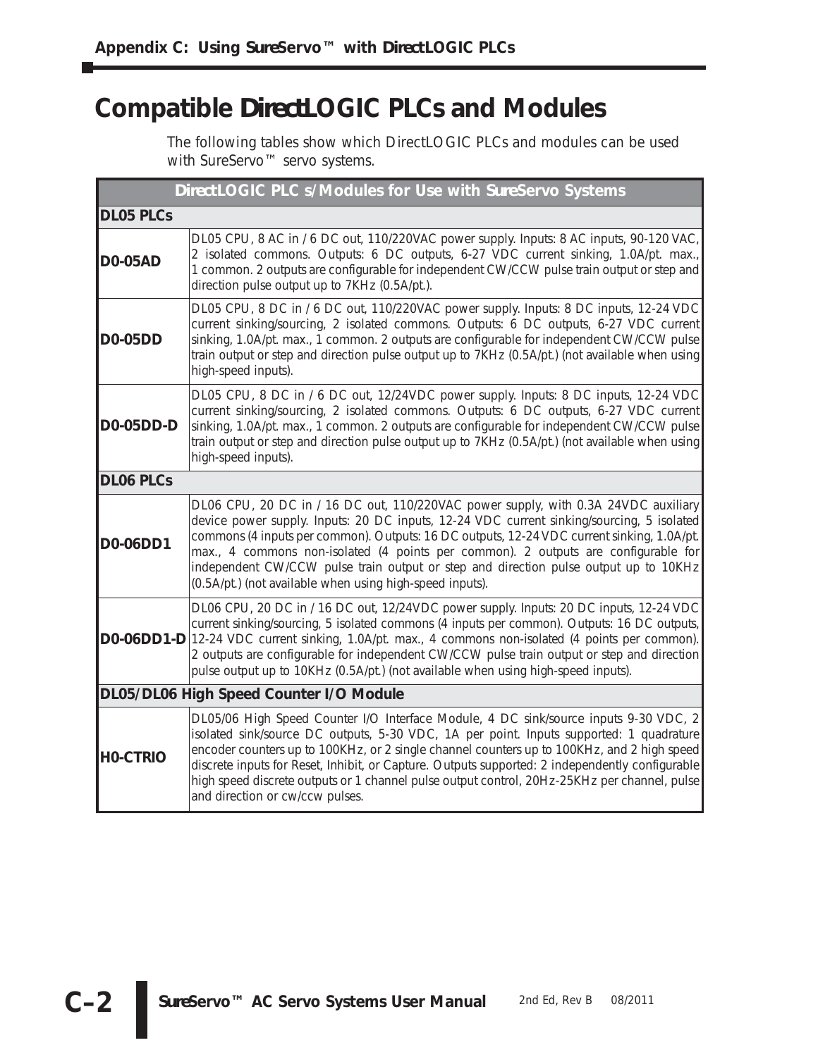# Compatible DirectLOGIC PLCs and Modules

The following tables show which DirectLOGIC PLCs and modules can be used with SureServo™ servo systems.

| DirectLOGIC PLC s/Modules for Use with SureServo Systems | |
|---|---|
| **DL05 PLCs** | |
| **D0-05AD** | DL05 CPU, 8 AC in / 6 DC out, 110/220VAC power supply. Inputs: 8 AC inputs, 90-120 VAC, 2 isolated commons. Outputs: 6 DC outputs, 6-27 VDC current sinking, 1.0A/pt. max., 1 common. 2 outputs are configurable for independent CW/CCW pulse train output or step and direction pulse output up to 7KHz (0.5A/pt.). |
| **D0-05DD** | DL05 CPU, 8 DC in / 6 DC out, 110/220VAC power supply. Inputs: 8 DC inputs, 12-24 VDC current sinking/sourcing, 2 isolated commons. Outputs: 6 DC outputs, 6-27 VDC current sinking, 1.0A/pt. max., 1 common. 2 outputs are configurable for independent CW/CCW pulse train output or step and direction pulse output up to 7KHz (0.5A/pt.) (not available when using high-speed inputs). |
| **D0-05DD-D** | DL05 CPU, 8 DC in / 6 DC out, 12/24VDC power supply. Inputs: 8 DC inputs, 12-24 VDC current sinking/sourcing, 2 isolated commons. Outputs: 6 DC outputs, 6-27 VDC current sinking, 1.0A/pt. max., 1 common. 2 outputs are configurable for independent CW/CCW pulse train output or step and direction pulse output up to 7KHz (0.5A/pt.) (not available when using high-speed inputs). |
| **DL06 PLCs** | |
| **D0-06DD1** | DL06 CPU, 20 DC in / 16 DC out, 110/220VAC power supply, with 0.3A 24VDC auxiliary device power supply. Inputs: 20 DC inputs, 12-24 VDC current sinking/sourcing, 5 isolated commons (4 inputs per common). Outputs: 16 DC outputs, 12-24 VDC current sinking, 1.0A/pt. max., 4 commons non-isolated (4 points per common). 2 outputs are configurable for independent CW/CCW pulse train output or step and direction pulse output up to 10KHz (0.5A/pt.) (not available when using high-speed inputs). |
| **D0-06DD1-D** | DL06 CPU, 20 DC in / 16 DC out, 12/24VDC power supply. Inputs: 20 DC inputs, 12-24 VDC current sinking/sourcing, 5 isolated commons (4 inputs per common). Outputs: 16 DC outputs, 12-24 VDC current sinking, 1.0A/pt. max., 4 commons non-isolated (4 points per common). 2 outputs are configurable for independent CW/CCW pulse train output or step and direction pulse output up to 10KHz (0.5A/pt.) (not available when using high-speed inputs). |
| **DL05/DL06 High Speed Counter I/O Module** | |
| **H0-CTRIO** | DL05/06 High Speed Counter I/O Interface Module, 4 DC sink/source inputs 9-30 VDC, 2 isolated sink/source DC outputs, 5-30 VDC, 1A per point. Inputs supported: 1 quadrature encoder counters up to 100KHz, or 2 single channel counters up to 100KHz, and 2 high speed discrete inputs for Reset, Inhibit, or Capture. Outputs supported: 2 independently configurable high speed discrete outputs or 1 channel pulse output control, 20Hz-25KHz per channel, pulse and direction or cw/ccw pulses. |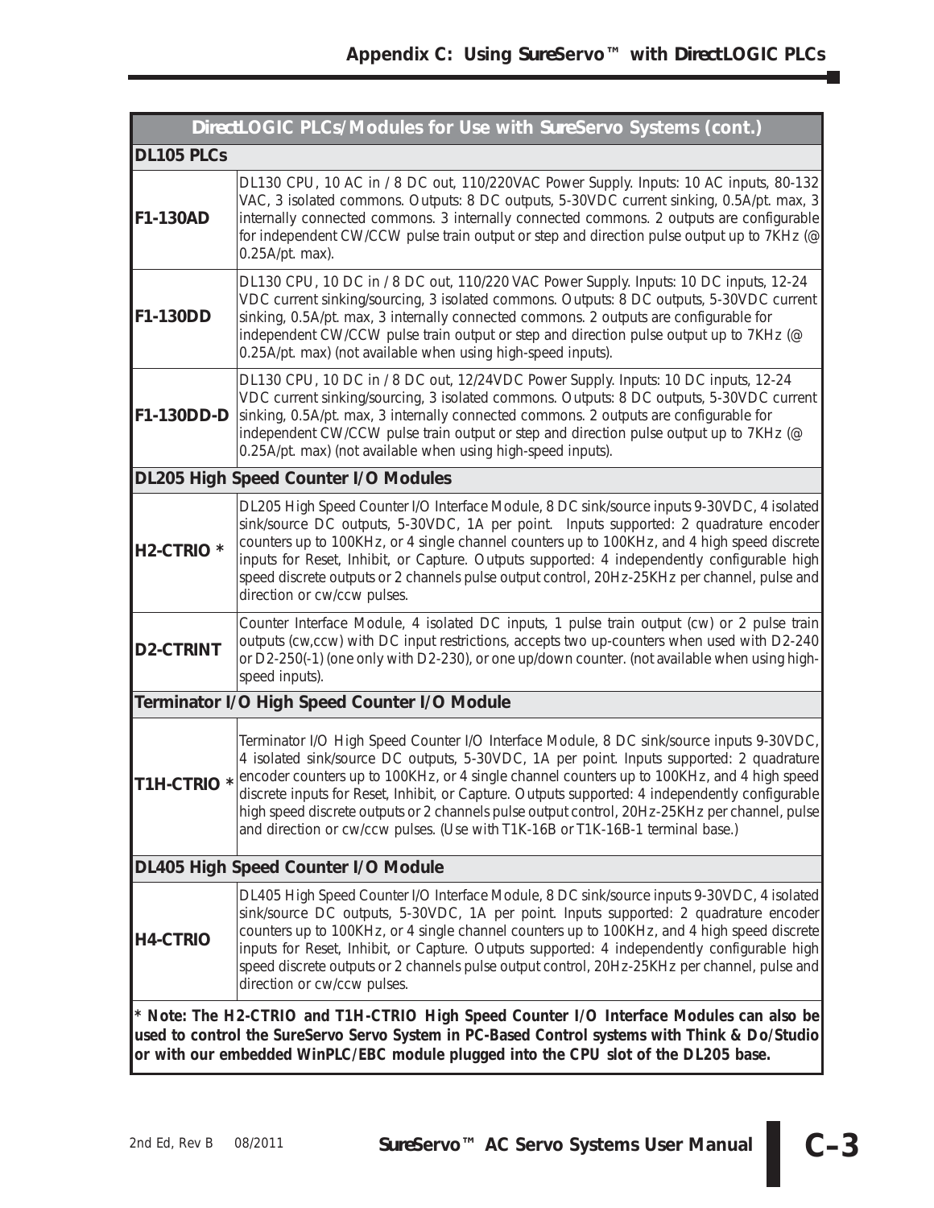| *Direct*LOGIC PLCs/Modules for Use with *Sure*Servo Systems (cont.) | |
|---|---|
| **DL105 PLCs** | |
| **F1-130AD** | DL130 CPU, 10 AC in / 8 DC out, 110/220VAC Power Supply. Inputs: 10 AC inputs, 80-132 VAC, 3 isolated commons. Outputs: 8 DC outputs, 5-30VDC current sinking, 0.5A/pt. max, 3 internally connected commons. 3 internally connected commons. 2 outputs are configurable for independent CW/CCW pulse train output or step and direction pulse output up to 7KHz (@ 0.25A/pt. max). |
| **F1-130DD** | DL130 CPU, 10 DC in / 8 DC out, 110/220 VAC Power Supply. Inputs: 10 DC inputs, 12-24 VDC current sinking/sourcing, 3 isolated commons. Outputs: 8 DC outputs, 5-30VDC current sinking, 0.5A/pt. max, 3 internally connected commons. 2 outputs are configurable for independent CW/CCW pulse train output or step and direction pulse output up to 7KHz (@ 0.25A/pt. max) (not available when using high-speed inputs). |
| **F1-130DD-D** | DL130 CPU, 10 DC in / 8 DC out, 12/24VDC Power Supply. Inputs: 10 DC inputs, 12-24 VDC current sinking/sourcing, 3 isolated commons. Outputs: 8 DC outputs, 5-30VDC current sinking, 0.5A/pt. max, 3 internally connected commons. 2 outputs are configurable for independent CW/CCW pulse train output or step and direction pulse output up to 7KHz (@ 0.25A/pt. max) (not available when using high-speed inputs). |
| **DL205 High Speed Counter I/O Modules** | |
| **H2-CTRIO *** | DL205 High Speed Counter I/O Interface Module, 8 DC sink/source inputs 9-30VDC, 4 isolated sink/source DC outputs, 5-30VDC, 1A per point. Inputs supported: 2 quadrature encoder counters up to 100KHz, or 4 single channel counters up to 100KHz, and 4 high speed discrete inputs for Reset, Inhibit, or Capture. Outputs supported: 4 independently configurable high speed discrete outputs or 2 channels pulse output control, 20Hz-25KHz per channel, pulse and direction or cw/ccw pulses. |
| **D2-CTRINT** | Counter Interface Module, 4 isolated DC inputs, 1 pulse train output (cw) or 2 pulse train outputs (cw,ccw) with DC input restrictions, accepts two up-counters when used with D2-240 or D2-250(-1) (one only with D2-230), or one up/down counter. (not available when using high-speed inputs). |
| **Terminator I/O High Speed Counter I/O Module** | |
| **T1H-CTRIO *** | Terminator I/O High Speed Counter I/O Interface Module, 8 DC sink/source inputs 9-30VDC, 4 isolated sink/source DC outputs, 5-30VDC, 1A per point. Inputs supported: 2 quadrature encoder counters up to 100KHz, or 4 single channel counters up to 100KHz, and 4 high speed discrete inputs for Reset, Inhibit, or Capture. Outputs supported: 4 independently configurable high speed discrete outputs or 2 channels pulse output control, 20Hz-25KHz per channel, pulse and direction or cw/ccw pulses. (Use with T1K-16B or T1K-16B-1 terminal base.) |
| **DL405 High Speed Counter I/O Module** | |
| **H4-CTRIO** | DL405 High Speed Counter I/O Interface Module, 8 DC sink/source inputs 9-30VDC, 4 isolated sink/source DC outputs, 5-30VDC, 1A per point. Inputs supported: 2 quadrature encoder counters up to 100KHz, or 4 single channel counters up to 100KHz, and 4 high speed discrete inputs for Reset, Inhibit, or Capture. Outputs supported: 4 independently configurable high speed discrete outputs or 2 channels pulse output control, 20Hz-25KHz per channel, pulse and direction or cw/ccw pulses. |

*** Note: The H2-CTRIO and T1H-CTRIO High Speed Counter I/O Interface Modules can also be used to control the SureServo Servo System in PC-Based Control systems with Think & Do/Studio or with our embedded WinPLC/EBC module plugged into the CPU slot of the DL205 base.**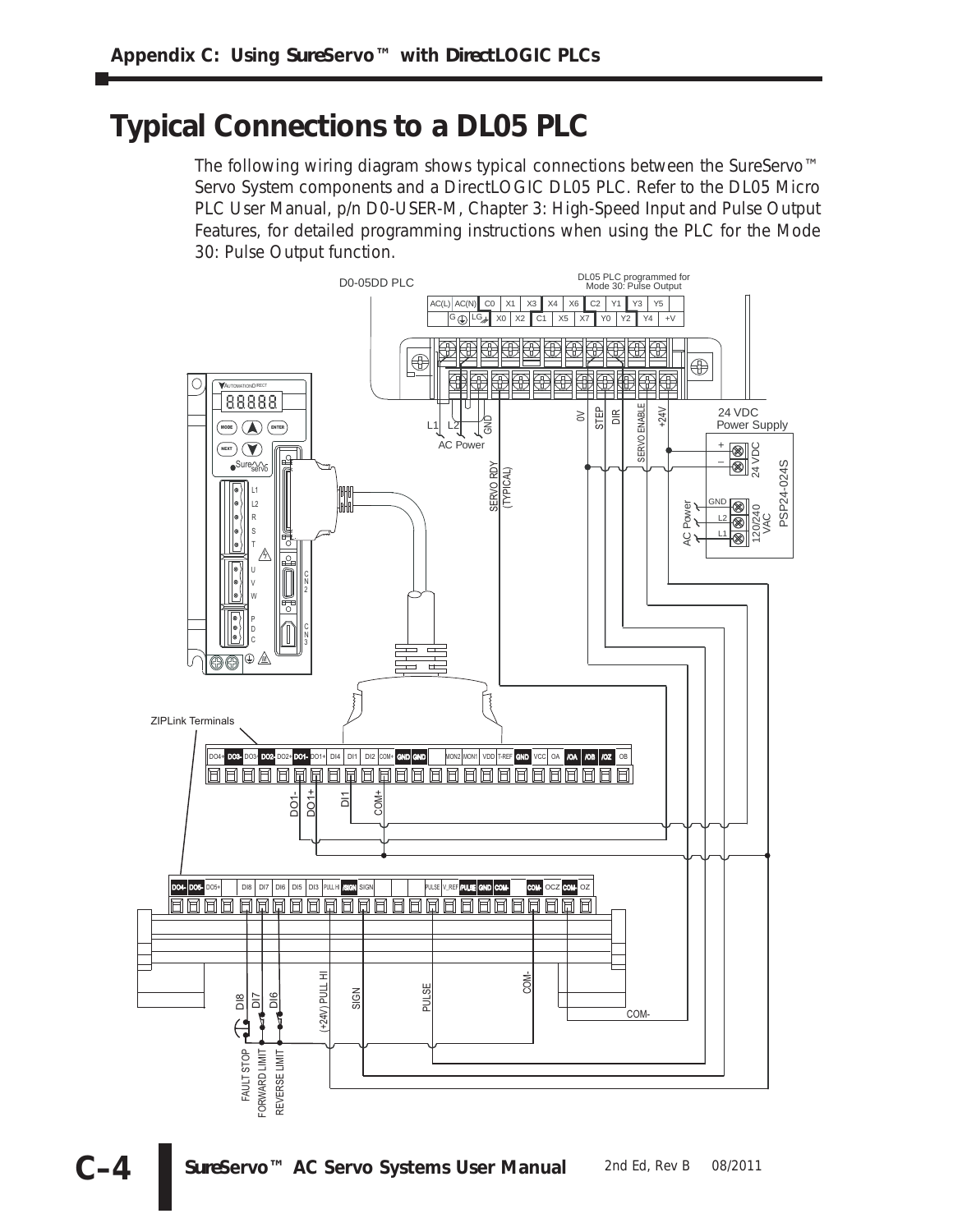# Typical Connections to a DL05 PLC

The following wiring diagram shows typical connections between the SureServo™ Servo System components and a DirectLOGIC DL05 PLC. Refer to the DL05 Micro PLC User Manual, p/n D0-USER-M, Chapter 3: High-Speed Input and Pulse Output Features, for detailed programming instructions when using the PLC for the Mode 30: Pulse Output function.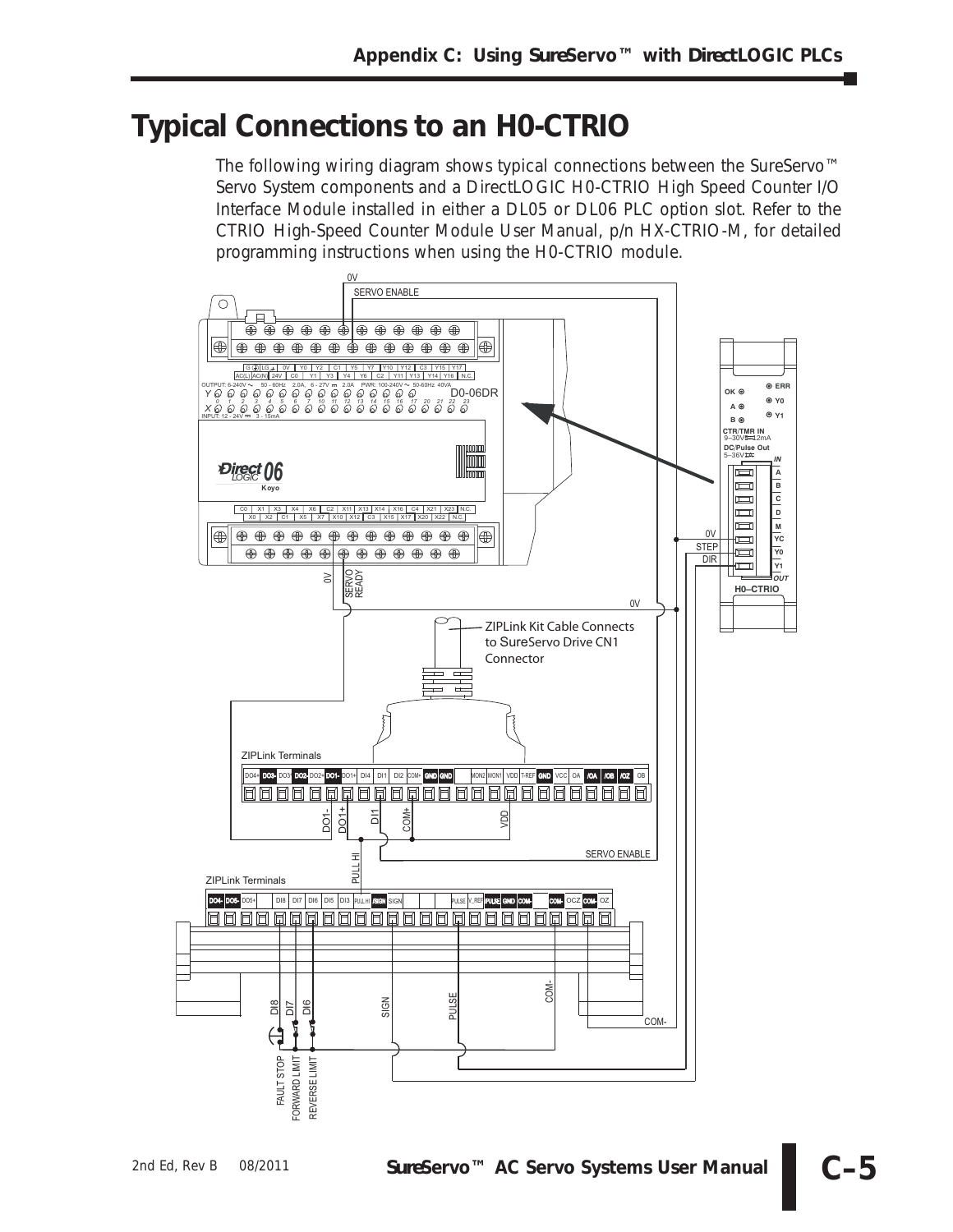# Typical Connections to an H0-CTRIO

The following wiring diagram shows typical connections between the SureServo™ Servo System components and a DirectLOGIC H0-CTRIO High Speed Counter I/O Interface Module installed in either a DL05 or DL06 PLC option slot. Refer to the CTRIO High-Speed Counter Module User Manual, p/n HX-CTRIO-M, for detailed programming instructions when using the H0-CTRIO module.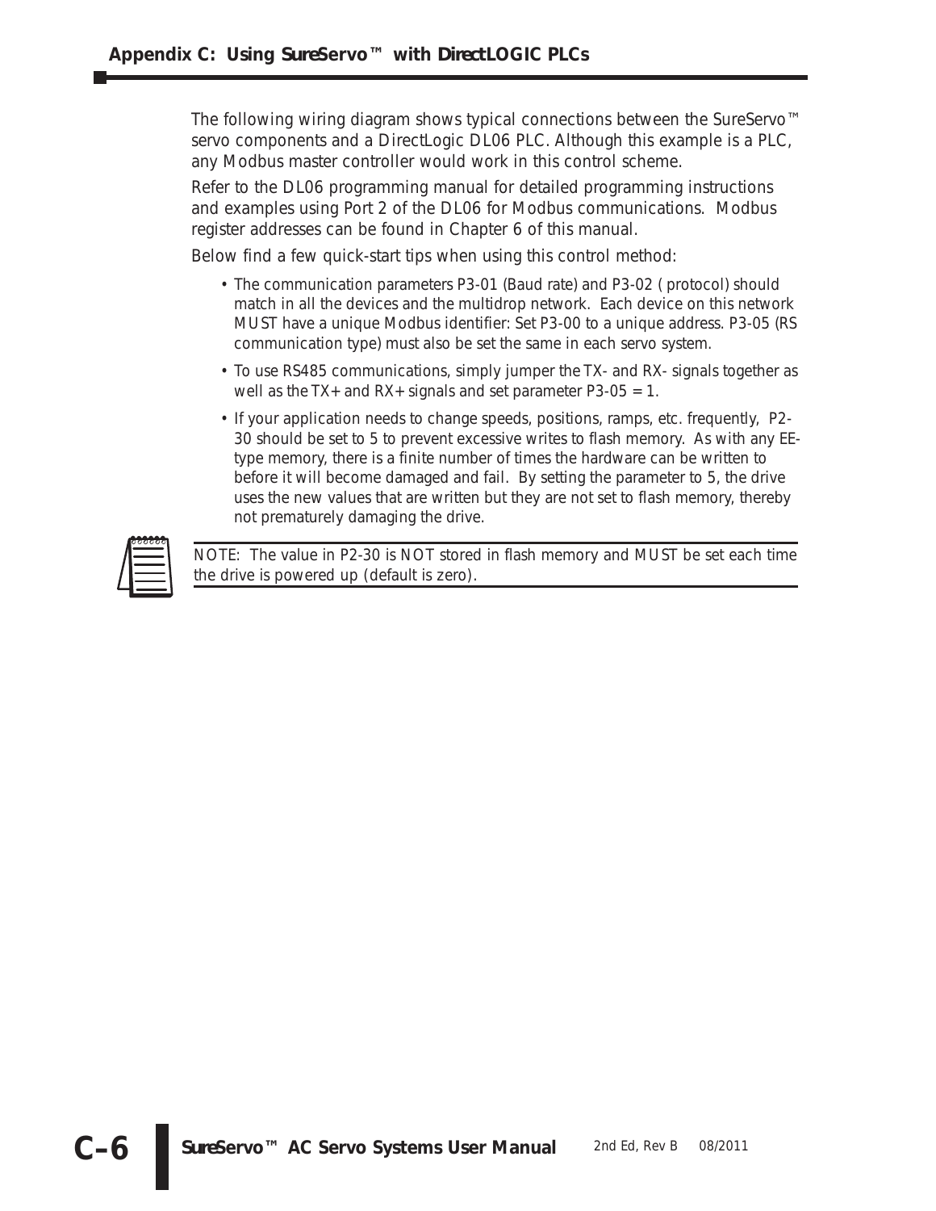The following wiring diagram shows typical connections between the SureServo™ servo components and a DirectLogic DL06 PLC. Although this example is a PLC, any Modbus master controller would work in this control scheme.

Refer to the DL06 programming manual for detailed programming instructions and examples using Port 2 of the DL06 for Modbus communications. Modbus register addresses can be found in Chapter 6 of this manual.

Below find a few quick-start tips when using this control method:

- The communication parameters P3-01 (Baud rate) and P3-02 ( protocol) should match in all the devices and the multidrop network. Each device on this network MUST have a unique Modbus identifier: Set P3-00 to a unique address. P3-05 (RS communication type) must also be set the same in each servo system.
- To use RS485 communications, simply jumper the TX- and RX- signals together as well as the TX+ and RX+ signals and set parameter P3-05 = 1.
- If your application needs to change speeds, positions, ramps, etc. frequently, P2-30 should be set to 5 to prevent excessive writes to flash memory. As with any EE-type memory, there is a finite number of times the hardware can be written to before it will become damaged and fail. By setting the parameter to 5, the drive uses the new values that are written but they are not set to flash memory, thereby not prematurely damaging the drive.

NOTE: The value in P2-30 is NOT stored in flash memory and MUST be set each time the drive is powered up (default is zero).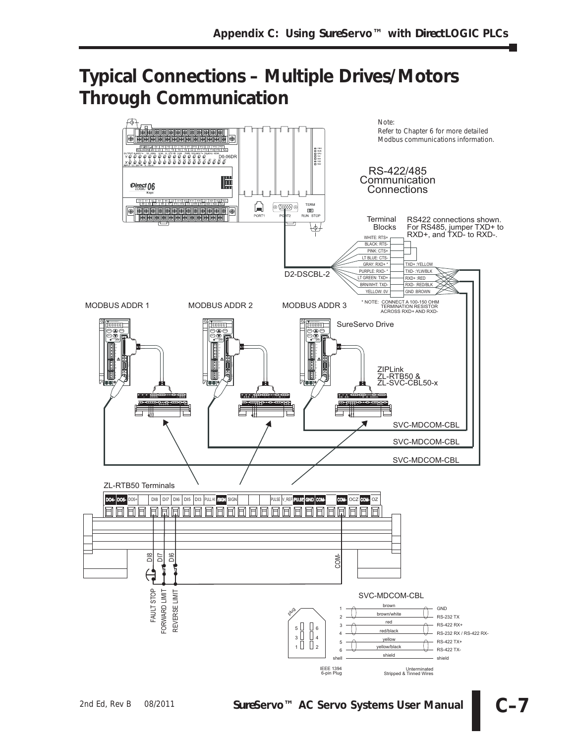# Typical Connections – Multiple Drives/Motors Through Communication

Note:
Refer to Chapter 6 for more detailed Modbus communications information.

RS-422/485 Communication Connections

Terminal Blocks

RS422 connections shown. For RS485, jumper TXD+ to RXD+, and TXD- to RXD-.

| D2-DSCBL-2 | Terminal Blocks |
|---|---|
| WHITE: RTS+ | |
| BLACK: RTS- | |
| PINK: CTS+ | |
| LT BLUE: CTS- | |
| GRAY: RXD+ * | TXD+ :YELLOW |
| PURPLE: RXD- * | TXD- :YLW/BLK |
| LT GREEN: TXD+ | RXD+ :RED |
| BRN/WHT: TXD- | RXD- :RED/BLK |
| YELLOW: 0V | GND :BROWN |

\* NOTE: CONNECT A 100-150 OHM TERMINATION RESISTOR ACROSS RXD+ AND RXD-

D0-06DR

D2-DSCBL-2

MODBUS ADDR 1 MODBUS ADDR 2 MODBUS ADDR 3

SureServo Drive

ZIPLink ZL-RTB50 & ZL-SVC-CBL50-x

SVC-MDCOM-CBL

SVC-MDCOM-CBL

SVC-MDCOM-CBL

ZL-RTB50 Terminals

DO4- DO5- DO5+ DI8 DI7 DI6 DI5 DI3 PULL HI /SIGN SIGN PULSE V_REF /PULSE GND COM- COM- OCZ COM- OZ

DI8 DI7 DI6 COM-

FAULT STOP FORWARD LIMIT REVERSE LIMIT

SVC-MDCOM-CBL

| IEEE 1394 6-pin Plug | Wire | Unterminated Stripped & Tinned Wires |
|---|---|---|
| 1 | brown | GND |
| 2 | brown/white | RS-232 TX |
| 3 | red | RS-422 RX+ |
| 4 | red/black | RS-232 RX / RS-422 RX- |
| 5 | yellow | RS-422 TX+ |
| 6 | yellow/black | RS-422 TX- |
| shell | shield | shield |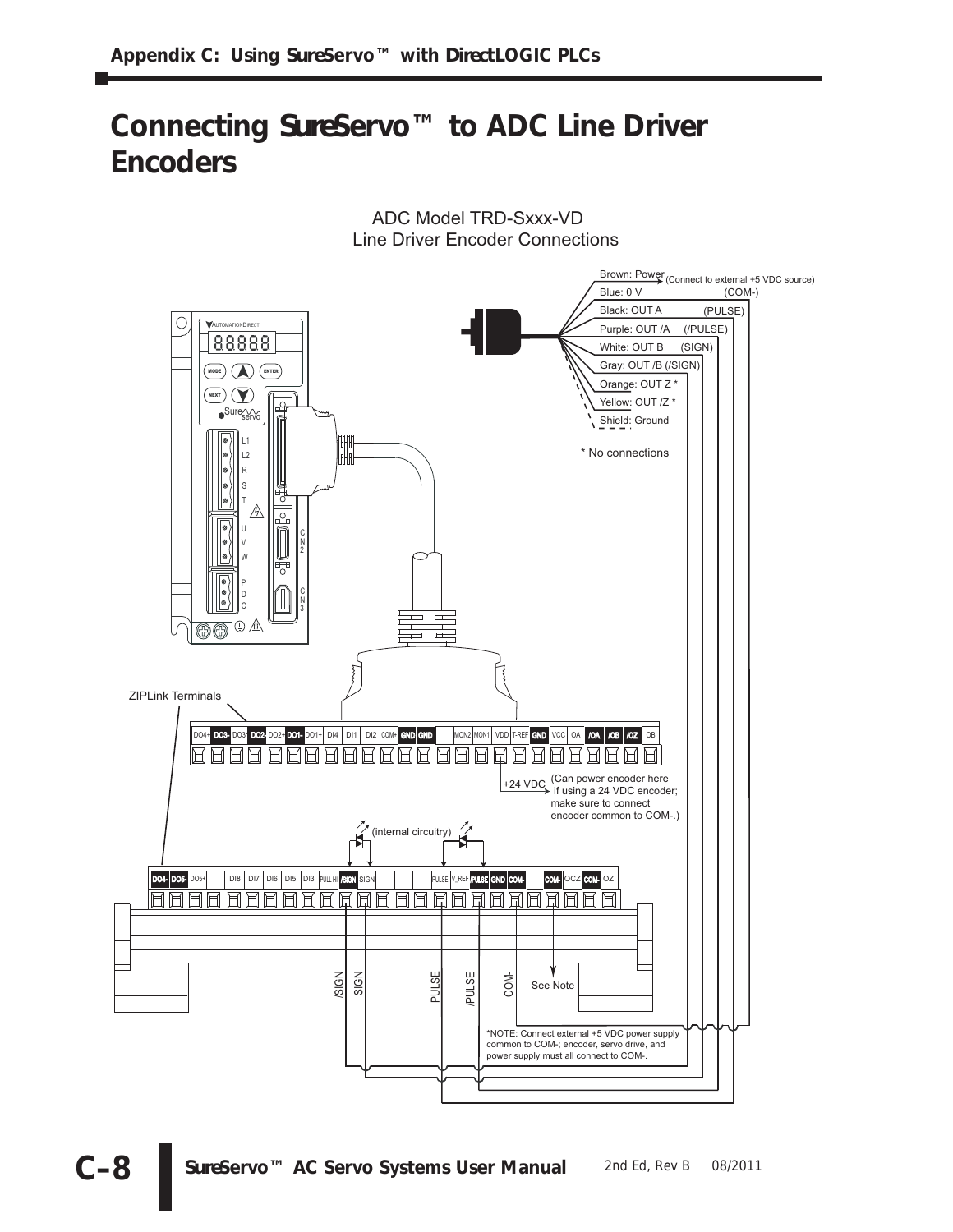# Connecting SureServo™ to ADC Line Driver Encoders

ADC Model TRD-Sxxx-VD
Line Driver Encoder Connections

Brown: Power (Connect to external +5 VDC source)
Blue: 0 V (COM-)
Black: OUT A (PULSE)
Purple: OUT /A (/PULSE)
White: OUT B (SIGN)
Gray: OUT /B (/SIGN)
Orange: OUT Z *
Yellow: OUT /Z *
Shield: Ground

* No connections

ZIPLink Terminals

+24 VDC (Can power encoder here if using a 24 VDC encoder; make sure to connect encoder common to COM-.)

(internal circuitry)

/SIGN SIGN PULSE /PULSE COM- See Note

*NOTE: Connect external +5 VDC power supply common to COM-; encoder, servo drive, and power supply must all connect to COM-.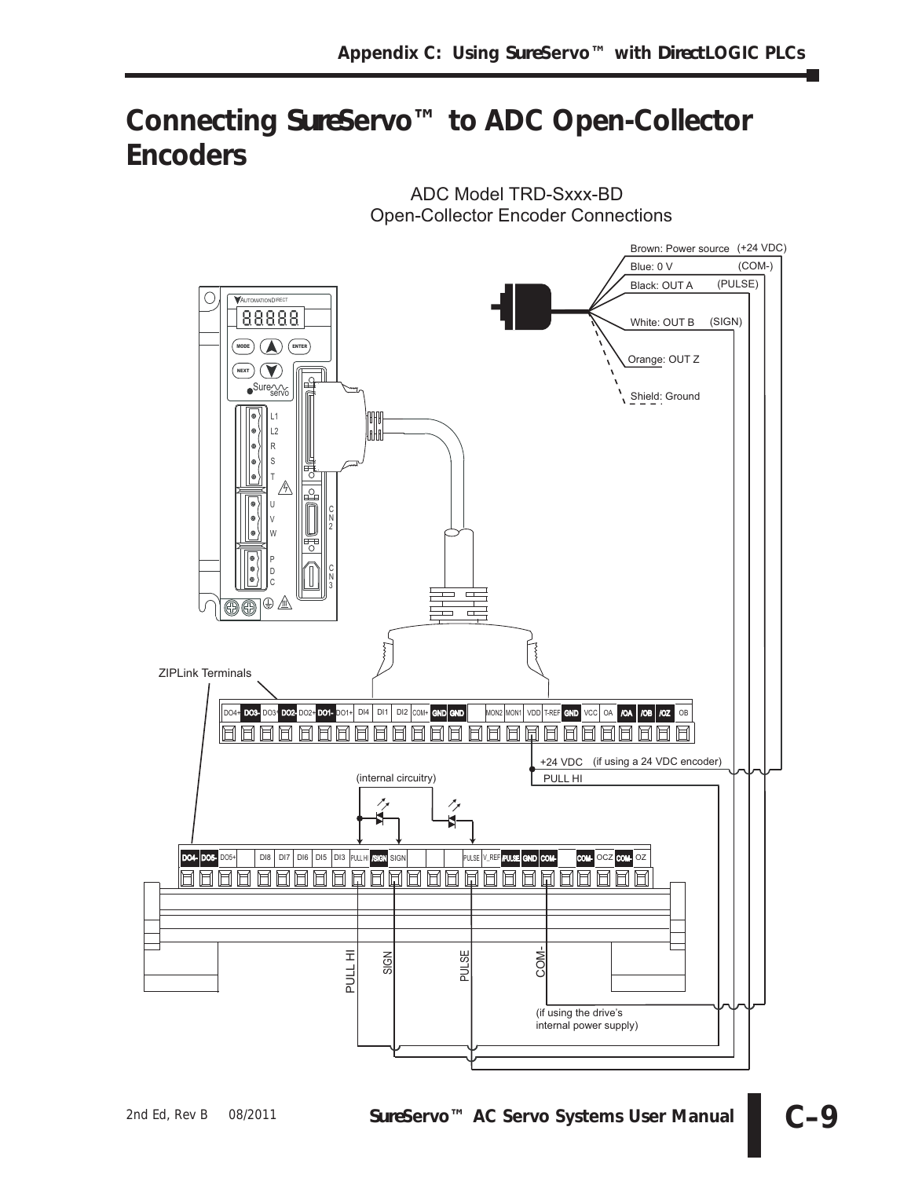# Connecting SureServo™ to ADC Open-Collector Encoders

ADC Model TRD-Sxxx-BD
Open-Collector Encoder Connections

Brown: Power source (+24 VDC)
Blue: 0 V (COM-)
Black: OUT A (PULSE)
White: OUT B (SIGN)
Orange: OUT Z
Shield: Ground

ZIPLink Terminals

DO4+ DO3- DO3+ DO2- DO2+ DO1- DO1+ DI4 DI1 DI2 COM+ GND GND MON2 MON1 VDD T-REF GND VCC OA /OA /OB /OZ OB

+24 VDC (if using a 24 VDC encoder)
PULL HI

(internal circuitry)

DO4- DO5- DO5+ DI8 DI7 DI6 DI5 DI3 PULL HI /SIGN SIGN PULSE V_REF /PULSE GND COM- COM- OCZ COM- OZ

PULL HI
SIGN
PULSE
COM-

(if using the drive's internal power supply)